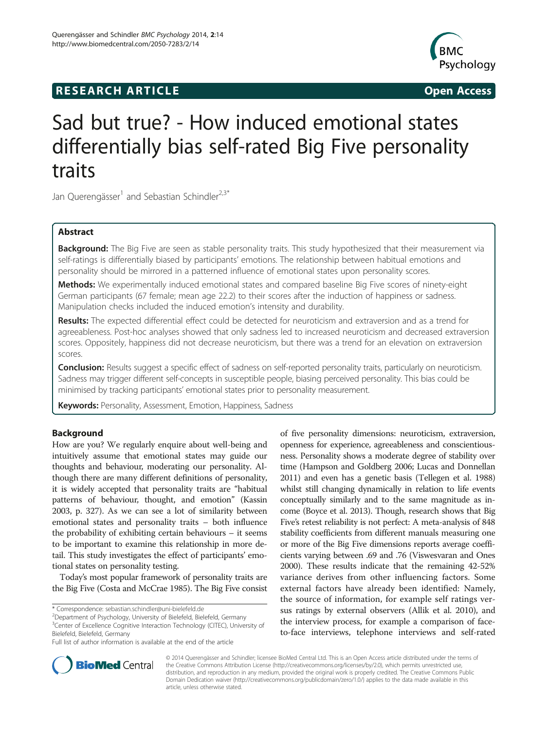**RESEARCH ARTICLE** **Open Access**

# Sad but true? - How induced emotional states differentially bias self-rated Big Five personality traits

Jan Querengässer[1] and Sebastian Schindler[2,3*]

## Abstract

**Background:** The Big Five are seen as stable personality traits. This study hypothesized that their measurement via self-ratings is differentially biased by participants' emotions. The relationship between habitual emotions and personality should be mirrored in a patterned influence of emotional states upon personality scores.

**Methods:** We experimentally induced emotional states and compared baseline Big Five scores of ninety-eight German participants (67 female; mean age 22.2) to their scores after the induction of happiness or sadness. Manipulation checks included the induced emotion's intensity and durability.

**Results:** The expected differential effect could be detected for neuroticism and extraversion and as a trend for agreeableness. Post-hoc analyses showed that only sadness led to increased neuroticism and decreased extraversion scores. Oppositely, happiness did not decrease neuroticism, but there was a trend for an elevation on extraversion scores.

**Conclusion:** Results suggest a specific effect of sadness on self-reported personality traits, particularly on neuroticism. Sadness may trigger different self-concepts in susceptible people, biasing perceived personality. This bias could be minimised by tracking participants' emotional states prior to personality measurement.

**Keywords:** Personality, Assessment, Emotion, Happiness, Sadness

## Background

How are you? We regularly enquire about well-being and intuitively assume that emotional states may guide our thoughts and behaviour, moderating our personality. Although there are many different definitions of personality, it is widely accepted that personality traits are "habitual patterns of behaviour, thought, and emotion" (Kassin 2003, p. 327). As we can see a lot of similarity between emotional states and personality traits – both influence the probability of exhibiting certain behaviours – it seems to be important to examine this relationship in more detail. This study investigates the effect of participants' emotional states on personality testing.

Today's most popular framework of personality traits are the Big Five (Costa and McCrae 1985). The Big Five consist of five personality dimensions: neuroticism, extraversion, openness for experience, agreeableness and conscientiousness. Personality shows a moderate degree of stability over time (Hampson and Goldberg 2006; Lucas and Donnellan 2011) and even has a genetic basis (Tellegen et al. 1988) whilst still changing dynamically in relation to life events conceptually similarly and to the same magnitude as income (Boyce et al. 2013). Though, research shows that Big Five's retest reliability is not perfect: A meta-analysis of 848 stability coefficients from different manuals measuring one or more of the Big Five dimensions reports average coefficients varying between .69 and .76 (Viswesvaran and Ones 2000). These results indicate that the remaining 42-52% variance derives from other influencing factors. Some external factors have already been identified: Namely, the source of information, for example self ratings versus ratings by external observers (Allik et al. 2010), and the interview process, for example a comparison of face-to-face interviews, telephone interviews and self-rated

\* Correspondence: sebastian.schindler@uni-bielefeld.de
[2]Department of Psychology, University of Bielefeld, Bielefeld, Germany
[3]Center of Excellence Cognitive Interaction Technology (CITEC), University of Bielefeld, Bielefeld, Germany
Full list of author information is available at the end of the article

© 2014 Querengässer and Schindler; licensee BioMed Central Ltd. This is an Open Access article distributed under the terms of the Creative Commons Attribution License (http://creativecommons.org/licenses/by/2.0), which permits unrestricted use, distribution, and reproduction in any medium, provided the original work is properly credited. The Creative Commons Public Domain Dedication waiver (http://creativecommons.org/publicdomain/zero/1.0/) applies to the data made available in this article, unless otherwise stated.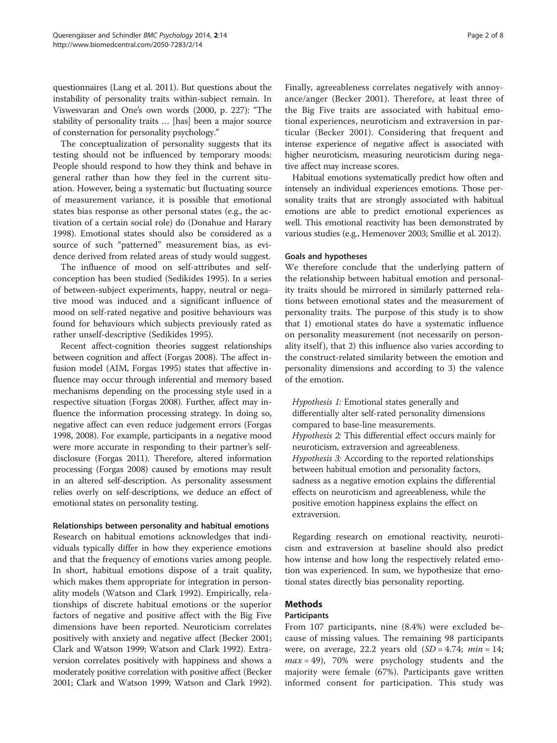questionnaires (Lang et al. 2011). But questions about the instability of personality traits within-subject remain. In Viswesvaran and One's own words (2000, p. 227): "The stability of personality traits … [has] been a major source of consternation for personality psychology."

The conceptualization of personality suggests that its testing should not be influenced by temporary moods: People should respond to how they think and behave in general rather than how they feel in the current situation. However, being a systematic but fluctuating source of measurement variance, it is possible that emotional states bias response as other personal states (e.g., the activation of a certain social role) do (Donahue and Harary 1998). Emotional states should also be considered as a source of such "patterned" measurement bias, as evidence derived from related areas of study would suggest.

The influence of mood on self-attributes and self-conception has been studied (Sedikides 1995). In a series of between-subject experiments, happy, neutral or negative mood was induced and a significant influence of mood on self-rated negative and positive behaviours was found for behaviours which subjects previously rated as rather unself-descriptive (Sedikides 1995).

Recent affect-cognition theories suggest relationships between cognition and affect (Forgas 2008). The affect infusion model (AIM, Forgas 1995) states that affective influence may occur through inferential and memory based mechanisms depending on the processing style used in a respective situation (Forgas 2008). Further, affect may influence the information processing strategy. In doing so, negative affect can even reduce judgement errors (Forgas 1998, 2008). For example, participants in a negative mood were more accurate in responding to their partner's self-disclosure (Forgas 2011). Therefore, altered information processing (Forgas 2008) caused by emotions may result in an altered self-description. As personality assessment relies overly on self-descriptions, we deduce an effect of emotional states on personality testing.

### Relationships between personality and habitual emotions

Research on habitual emotions acknowledges that individuals typically differ in how they experience emotions and that the frequency of emotions varies among people. In short, habitual emotions dispose of a trait quality, which makes them appropriate for integration in personality models (Watson and Clark 1992). Empirically, relationships of discrete habitual emotions or the superior factors of negative and positive affect with the Big Five dimensions have been reported. Neuroticism correlates positively with anxiety and negative affect (Becker 2001; Clark and Watson 1999; Watson and Clark 1992). Extraversion correlates positively with happiness and shows a moderately positive correlation with positive affect (Becker 2001; Clark and Watson 1999; Watson and Clark 1992). Finally, agreeableness correlates negatively with annoyance/anger (Becker 2001). Therefore, at least three of the Big Five traits are associated with habitual emotional experiences, neuroticism and extraversion in particular (Becker 2001). Considering that frequent and intense experience of negative affect is associated with higher neuroticism, measuring neuroticism during negative affect may increase scores.

Habitual emotions systematically predict how often and intensely an individual experiences emotions. Those personality traits that are strongly associated with habitual emotions are able to predict emotional experiences as well. This emotional reactivity has been demonstrated by various studies (e.g., Hemenover 2003; Smillie et al. 2012).

### Goals and hypotheses

We therefore conclude that the underlying pattern of the relationship between habitual emotion and personality traits should be mirrored in similarly patterned relations between emotional states and the measurement of personality traits. The purpose of this study is to show that 1) emotional states do have a systematic influence on personality measurement (not necessarily on personality itself), that 2) this influence also varies according to the construct-related similarity between the emotion and personality dimensions and according to 3) the valence of the emotion.

*Hypothesis 1:* Emotional states generally and differentially alter self-rated personality dimensions compared to base-line measurements.
*Hypothesis 2:* This differential effect occurs mainly for neuroticism, extraversion and agreeableness.
*Hypothesis 3:* According to the reported relationships between habitual emotion and personality factors, sadness as a negative emotion explains the differential effects on neuroticism and agreeableness, while the positive emotion happiness explains the effect on extraversion.

Regarding research on emotional reactivity, neuroticism and extraversion at baseline should also predict how intense and how long the respectively related emotion was experienced. In sum, we hypothesize that emotional states directly bias personality reporting.

## Methods

### Participants

From 107 participants, nine (8.4%) were excluded because of missing values. The remaining 98 participants were, on average, 22.2 years old ($SD = 4.74$; $min = 14$; $max = 49$), 70% were psychology students and the majority were female (67%). Participants gave written informed consent for participation. This study was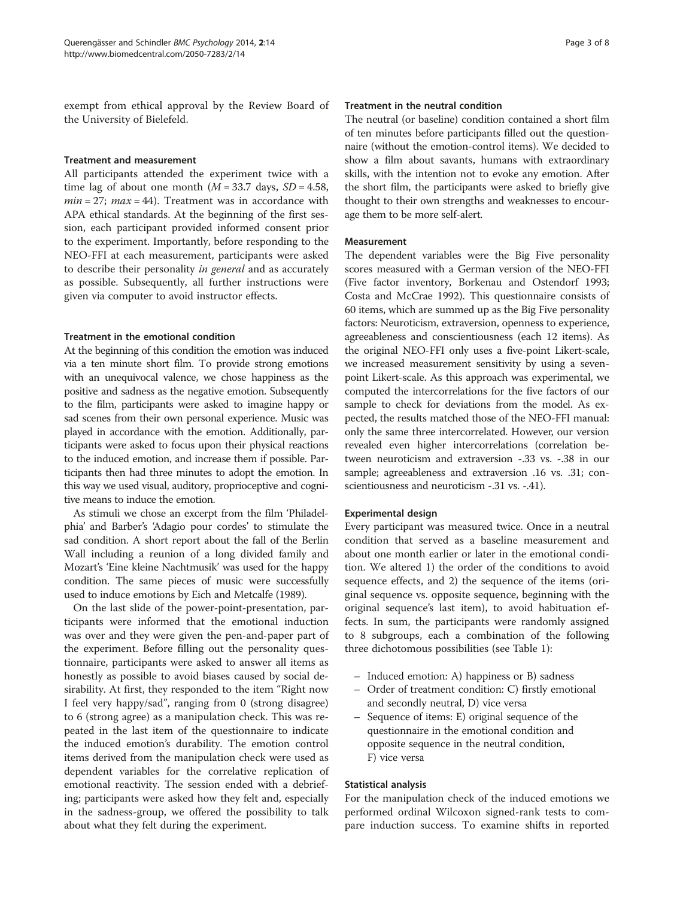exempt from ethical approval by the Review Board of the University of Bielefeld.

### Treatment and measurement

All participants attended the experiment twice with a time lag of about one month ($M = 33.7$ days, $SD = 4.58$, $min = 27$; $max = 44$). Treatment was in accordance with APA ethical standards. At the beginning of the first session, each participant provided informed consent prior to the experiment. Importantly, before responding to the NEO-FFI at each measurement, participants were asked to describe their personality *in general* and as accurately as possible. Subsequently, all further instructions were given via computer to avoid instructor effects.

### Treatment in the emotional condition

At the beginning of this condition the emotion was induced via a ten minute short film. To provide strong emotions with an unequivocal valence, we chose happiness as the positive and sadness as the negative emotion. Subsequently to the film, participants were asked to imagine happy or sad scenes from their own personal experience. Music was played in accordance with the emotion. Additionally, participants were asked to focus upon their physical reactions to the induced emotion, and increase them if possible. Participants then had three minutes to adopt the emotion. In this way we used visual, auditory, proprioceptive and cognitive means to induce the emotion.

As stimuli we chose an excerpt from the film 'Philadelphia' and Barber's 'Adagio pour cordes' to stimulate the sad condition. A short report about the fall of the Berlin Wall including a reunion of a long divided family and Mozart's 'Eine kleine Nachtmusik' was used for the happy condition. The same pieces of music were successfully used to induce emotions by Eich and Metcalfe (1989).

On the last slide of the power-point-presentation, participants were informed that the emotional induction was over and they were given the pen-and-paper part of the experiment. Before filling out the personality questionnaire, participants were asked to answer all items as honestly as possible to avoid biases caused by social desirability. At first, they responded to the item "Right now I feel very happy/sad", ranging from 0 (strong disagree) to 6 (strong agree) as a manipulation check. This was repeated in the last item of the questionnaire to indicate the induced emotion's durability. The emotion control items derived from the manipulation check were used as dependent variables for the correlative replication of emotional reactivity. The session ended with a debriefing; participants were asked how they felt and, especially in the sadness-group, we offered the possibility to talk about what they felt during the experiment.

### Treatment in the neutral condition

The neutral (or baseline) condition contained a short film of ten minutes before participants filled out the questionnaire (without the emotion-control items). We decided to show a film about savants, humans with extraordinary skills, with the intention not to evoke any emotion. After the short film, the participants were asked to briefly give thought to their own strengths and weaknesses to encourage them to be more self-alert.

### Measurement

The dependent variables were the Big Five personality scores measured with a German version of the NEO-FFI (Five factor inventory, Borkenau and Ostendorf 1993; Costa and McCrae 1992). This questionnaire consists of 60 items, which are summed up as the Big Five personality factors: Neuroticism, extraversion, openness to experience, agreeableness and conscientiousness (each 12 items). As the original NEO-FFI only uses a five-point Likert-scale, we increased measurement sensitivity by using a seven-point Likert-scale. As this approach was experimental, we computed the intercorrelations for the five factors of our sample to check for deviations from the model. As expected, the results matched those of the NEO-FFI manual: only the same three intercorrelated. However, our version revealed even higher intercorrelations (correlation between neuroticism and extraversion -.33 vs. -.38 in our sample; agreeableness and extraversion .16 vs. .31; conscientiousness and neuroticism -.31 vs. -.41).

### Experimental design

Every participant was measured twice. Once in a neutral condition that served as a baseline measurement and about one month earlier or later in the emotional condition. We altered 1) the order of the conditions to avoid sequence effects, and 2) the sequence of the items (original sequence vs. opposite sequence, beginning with the original sequence's last item), to avoid habituation effects. In sum, the participants were randomly assigned to 8 subgroups, each a combination of the following three dichotomous possibilities (see Table 1):

- Induced emotion: A) happiness or B) sadness
- Order of treatment condition: C) firstly emotional and secondly neutral, D) vice versa
- Sequence of items: E) original sequence of the questionnaire in the emotional condition and opposite sequence in the neutral condition, F) vice versa

### Statistical analysis

For the manipulation check of the induced emotions we performed ordinal Wilcoxon signed-rank tests to compare induction success. To examine shifts in reported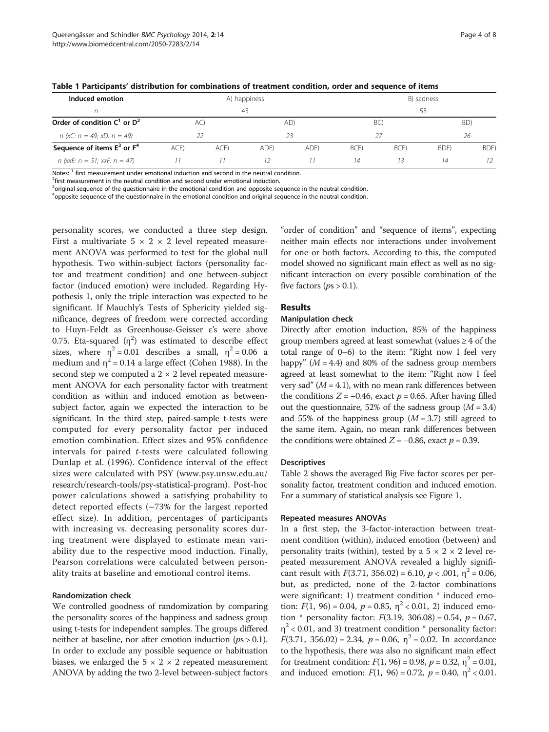**Table 1 Participants' distribution for combinations of treatment condition, order and sequence of items**

| Induced emotion | A) happiness | | | | B) sadness | | | |
|---|---|---|---|---|---|---|---|---|
| *n* | 45 | | | | 53 | | | |
| **Order of condition C[1] or D[2]** | AC) | | AD) | | BC) | | BD) | |
| *n (xC: n = 49; xD: n = 49)* | 22 | | 23 | | 27 | | 26 | |
| **Sequence of items E[3] or F[4]** | ACE) | ACF) | ADE) | ADF) | BCE) | BCF) | BDE) | BDF) |
| *n (xxE: n = 51; xxF: n = 47)* | 11 | 11 | 12 | 11 | 14 | 13 | 14 | 12 |

Notes: [1] first measurement under emotional induction and second in the neutral condition.
[2]first measurement in the neutral condition and second under emotional induction.
[3]original sequence of the questionnaire in the emotional condition and opposite sequence in the neutral condition.
[4]opposite sequence of the questionnaire in the emotional condition and original sequence in the neutral condition.

personality scores, we conducted a three step design. First a multivariate 5 × 2 × 2 level repeated measurement ANOVA was performed to test for the global null hypothesis. Two within-subject factors (personality factor and treatment condition) and one between-subject factor (induced emotion) were included. Regarding Hypothesis 1, only the triple interaction was expected to be significant. If Mauchly's Tests of Sphericity yielded significance, degrees of freedom were corrected according to Huyn-Feldt as Greenhouse-Geisser ε's were above 0.75. Eta-squared ($\eta^2$) was estimated to describe effect sizes, where $\eta^2 = 0.01$ describes a small, $\eta^2 = 0.06$ a medium and $\eta^2 = 0.14$ a large effect (Cohen 1988). In the second step we computed a 2 × 2 level repeated measurement ANOVA for each personality factor with treatment condition as within and induced emotion as between-subject factor, again we expected the interaction to be significant. In the third step, paired-sample t-tests were computed for every personality factor per induced emotion combination. Effect sizes and 95% confidence intervals for paired *t*-tests were calculated following Dunlap et al. (1996). Confidence interval of the effect sizes were calculated with PSY (www.psy.unsw.edu.au/research/research-tools/psy-statistical-program). Post-hoc power calculations showed a satisfying probability to detect reported effects (~73% for the largest reported effect size). In addition, percentages of participants with increasing vs. decreasing personality scores during treatment were displayed to estimate mean variability due to the respective mood induction. Finally, Pearson correlations were calculated between personality traits at baseline and emotional control items.

#### Randomization check

We controlled goodness of randomization by comparing the personality scores of the happiness and sadness group using t-tests for independent samples. The groups differed neither at baseline, nor after emotion induction (*p*s > 0.1). In order to exclude any possible sequence or habituation biases, we enlarged the 5 × 2 × 2 repeated measurement ANOVA by adding the two 2-level between-subject factors "order of condition" and "sequence of items", expecting neither main effects nor interactions under involvement for one or both factors. According to this, the computed model showed no significant main effect as well as no significant interaction on every possible combination of the five factors (*p*s > 0.1).

## Results

#### Manipulation check

Directly after emotion induction, 85% of the happiness group members agreed at least somewhat (values ≥ 4 of the total range of 0–6) to the item: "Right now I feel very happy" ($M = 4.4$) and 80% of the sadness group members agreed at least somewhat to the item: "Right now I feel very sad" ($M = 4.1$), with no mean rank differences between the conditions $Z = -0.46$, exact $p = 0.65$. After having filled out the questionnaire, 52% of the sadness group ($M = 3.4$) and 55% of the happiness group ($M = 3.7$) still agreed to the same item. Again, no mean rank differences between the conditions were obtained $Z = -0.86$, exact $p = 0.39$.

#### Descriptives

Table 2 shows the averaged Big Five factor scores per personality factor, treatment condition and induced emotion. For a summary of statistical analysis see Figure 1.

#### Repeated measures ANOVAs

In a first step, the 3-factor-interaction between treatment condition (within), induced emotion (between) and personality traits (within), tested by a 5 × 2 × 2 level repeated measurement ANOVA revealed a highly significant result with $F(3.71, 356.02) = 6.10$, $p < .001$, $\eta^2 = 0.06$, but, as predicted, none of the 2-factor combinations were significant: 1) treatment condition * induced emotion: $F(1, 96) = 0.04$, $p = 0.85$, $\eta^2 < 0.01$, 2) induced emotion * personality factor: $F(3.19, 306.08) = 0.54$, $p = 0.67$, $\eta^2 < 0.01$, and 3) treatment condition * personality factor: $F(3.71, 356.02) = 2.34$, $p = 0.06$, $\eta^2 = 0.02$. In accordance to the hypothesis, there was also no significant main effect for treatment condition: $F(1, 96) = 0.98$, $p = 0.32$, $\eta^2 = 0.01$, and induced emotion: $F(1, 96) = 0.72$, $p = 0.40$, $\eta^2 < 0.01$.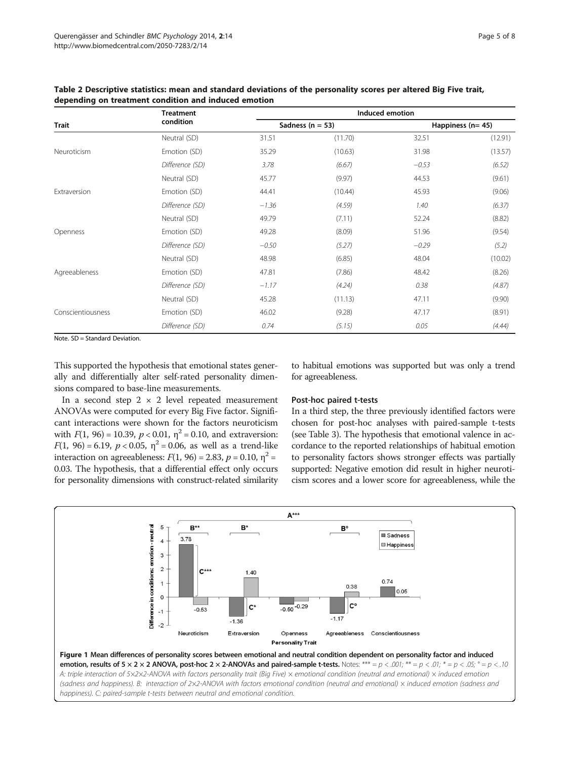**Table 2 Descriptive statistics: mean and standard deviations of the personality scores per altered Big Five trait, depending on treatment condition and induced emotion**

| Trait | Treatment condition | Induced emotion | | | |
|---|---|---|---|---|---|
| | | Sadness (n = 53) | | Happiness (n= 45) | |
| Neuroticism | Neutral (SD) | 31.51 | (11.70) | 32.51 | (12.91) |
| | Emotion (SD) | 35.29 | (10.63) | 31.98 | (13.57) |
| | *Difference (SD)* | *3.78* | *(6.67)* | *−0.53* | *(6.52)* |
| Extraversion | Neutral (SD) | 45.77 | (9.97) | 44.53 | (9.61) |
| | Emotion (SD) | 44.41 | (10.44) | 45.93 | (9.06) |
| | *Difference (SD)* | *−1.36* | *(4.59)* | *1.40* | *(6.37)* |
| Openness | Neutral (SD) | 49.79 | (7.11) | 52.24 | (8.82) |
| | Emotion (SD) | 49.28 | (8.09) | 51.96 | (9.54) |
| | *Difference (SD)* | *−0.50* | *(5.27)* | *−0.29* | *(5.2)* |
| Agreeableness | Neutral (SD) | 48.98 | (6.85) | 48.04 | (10.02) |
| | Emotion (SD) | 47.81 | (7.86) | 48.42 | (8.26) |
| | *Difference (SD)* | *−1.17* | *(4.24)* | *0.38* | *(4.87)* |
| Conscientiousness | Neutral (SD) | 45.28 | (11.13) | 47.11 | (9.90) |
| | Emotion (SD) | 46.02 | (9.28) | 47.17 | (8.91) |
| | *Difference (SD)* | *0.74* | *(5.15)* | *0.05* | *(4.44)* |

Note. SD = Standard Deviation.

This supported the hypothesis that emotional states generally and differentially alter self-rated personality dimensions compared to base-line measurements.

In a second step 2 × 2 level repeated measurement ANOVAs were computed for every Big Five factor. Significant interactions were shown for the factors neuroticism with $F(1, 96) = 10.39$, $p < 0.01$, $\eta^2 = 0.10$, and extraversion: $F(1, 96) = 6.19$, $p < 0.05$, $\eta^2 = 0.06$, as well as a trend-like interaction on agreeableness: $F(1, 96) = 2.83$, $p = 0.10$, $\eta^2 = 0.03$. The hypothesis, that a differential effect only occurs for personality dimensions with construct-related similarity to habitual emotions was supported but was only a trend for agreeableness.

### Post-hoc paired t-tests

In a third step, the three previously identified factors were chosen for post-hoc analyses with paired-sample t-tests (see Table 3). The hypothesis that emotional valence in accordance to the reported relationships of habitual emotion to personality factors shows stronger effects was partially supported: Negative emotion did result in higher neuroticism scores and a lower score for agreeableness, while the

**Figure 1 Mean differences of personality scores between emotional and neutral condition dependent on personality factor and induced emotion, results of 5 × 2 × 2 ANOVA, post-hoc 2 × 2-ANOVAs and paired-sample t-tests.** Notes: *** = $p < .001$; ** = $p < .01$; * = $p < .05$; ° = $p < .10$ A: triple interaction of 5×2×2-ANOVA with factors personality trait (Big Five) × emotional condition (neutral and emotional) × induced emotion (sadness and happiness). B: interaction of 2×2-ANOVA with factors emotional condition (neutral and emotional) × induced emotion (sadness and happiness). C: paired-sample t-tests between neutral and emotional condition.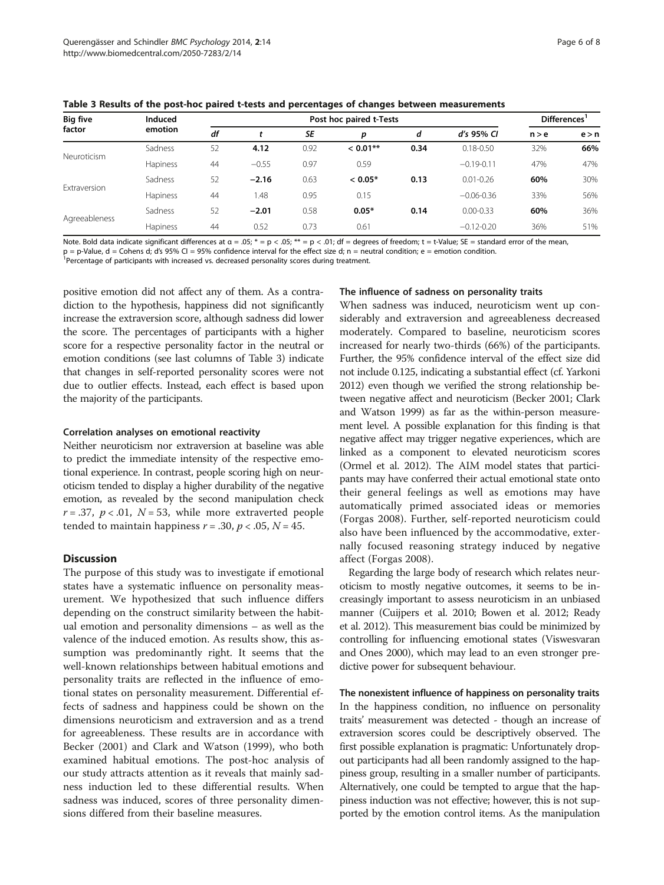**Table 3 Results of the post-hoc paired t-tests and percentages of changes between measurements**

| Big five factor | Induced emotion | Post hoc paired t-Tests | | | | | | Differences[1] | |
|---|---|---|---|---|---|---|---|---|---|
| | | *df* | *t* | *SE* | *p* | *d* | *d's 95% CI* | n > e | e > n |
| Neuroticism | Sadness | 52 | **4.12** | 0.92 | **< 0.01**** | **0.34** | 0.18-0.50 | 32% | **66%** |
| | Hapiness | 44 | −0.55 | 0.97 | 0.59 | | −0.19-0.11 | 47% | 47% |
| Extraversion | Sadness | 52 | **−2.16** | 0.63 | **< 0.05*** | **0.13** | 0.01-0.26 | **60%** | 30% |
| | Hapiness | 44 | 1.48 | 0.95 | 0.15 | | −0.06-0.36 | 33% | 56% |
| Agreeableness | Sadness | 52 | **−2.01** | 0.58 | **0.05*** | **0.14** | 0.00-0.33 | **60%** | 36% |
| | Hapiness | 44 | 0.52 | 0.73 | 0.61 | | −0.12-0.20 | 36% | 51% |

Note. Bold data indicate significant differences at α = .05; * = p < .05; ** = p < .01; df = degrees of freedom; t = t-Value; SE = standard error of the mean, p = p-Value, d = Cohens d; d's 95% CI = 95% confidence interval for the effect size d; n = neutral condition; e = emotion condition.
[1]Percentage of participants with increased vs. decreased personality scores during treatment.

positive emotion did not affect any of them. As a contradiction to the hypothesis, happiness did not significantly increase the extraversion score, although sadness did lower the score. The percentages of participants with a higher score for a respective personality factor in the neutral or emotion conditions (see last columns of Table 3) indicate that changes in self-reported personality scores were not due to outlier effects. Instead, each effect is based upon the majority of the participants.

#### Correlation analyses on emotional reactivity

Neither neuroticism nor extraversion at baseline was able to predict the immediate intensity of the respective emotional experience. In contrast, people scoring high on neuroticism tended to display a higher durability of the negative emotion, as revealed by the second manipulation check $r = .37$, $p < .01$, $N = 53$, while more extraverted people tended to maintain happiness $r = .30$, $p < .05$, $N = 45$.

## Discussion

The purpose of this study was to investigate if emotional states have a systematic influence on personality measurement. We hypothesized that such influence differs depending on the construct similarity between the habitual emotion and personality dimensions – as well as the valence of the induced emotion. As results show, this assumption was predominantly right. It seems that the well-known relationships between habitual emotions and personality traits are reflected in the influence of emotional states on personality measurement. Differential effects of sadness and happiness could be shown on the dimensions neuroticism and extraversion and as a trend for agreeableness. These results are in accordance with Becker (2001) and Clark and Watson (1999), who both examined habitual emotions. The post-hoc analysis of our study attracts attention as it reveals that mainly sadness induction led to these differential results. When sadness was induced, scores of three personality dimensions differed from their baseline measures.

#### The influence of sadness on personality traits

When sadness was induced, neuroticism went up considerably and extraversion and agreeableness decreased moderately. Compared to baseline, neuroticism scores increased for nearly two-thirds (66%) of the participants. Further, the 95% confidence interval of the effect size did not include 0.125, indicating a substantial effect (cf. Yarkoni 2012) even though we verified the strong relationship between negative affect and neuroticism (Becker 2001; Clark and Watson 1999) as far as the within-person measurement level. A possible explanation for this finding is that negative affect may trigger negative experiences, which are linked as a component to elevated neuroticism scores (Ormel et al. 2012). The AIM model states that participants may have conferred their actual emotional state onto their general feelings as well as emotions may have automatically primed associated ideas or memories (Forgas 2008). Further, self-reported neuroticism could also have been influenced by the accommodative, externally focused reasoning strategy induced by negative affect (Forgas 2008).

Regarding the large body of research which relates neuroticism to mostly negative outcomes, it seems to be increasingly important to assess neuroticism in an unbiased manner (Cuijpers et al. 2010; Bowen et al. 2012; Ready et al. 2012). This measurement bias could be minimized by controlling for influencing emotional states (Viswesvaran and Ones 2000), which may lead to an even stronger predictive power for subsequent behaviour.

#### The nonexistent influence of happiness on personality traits

In the happiness condition, no influence on personality traits' measurement was detected - though an increase of extraversion scores could be descriptively observed. The first possible explanation is pragmatic: Unfortunately dropout participants had all been randomly assigned to the happiness group, resulting in a smaller number of participants. Alternatively, one could be tempted to argue that the happiness induction was not effective; however, this is not supported by the emotion control items. As the manipulation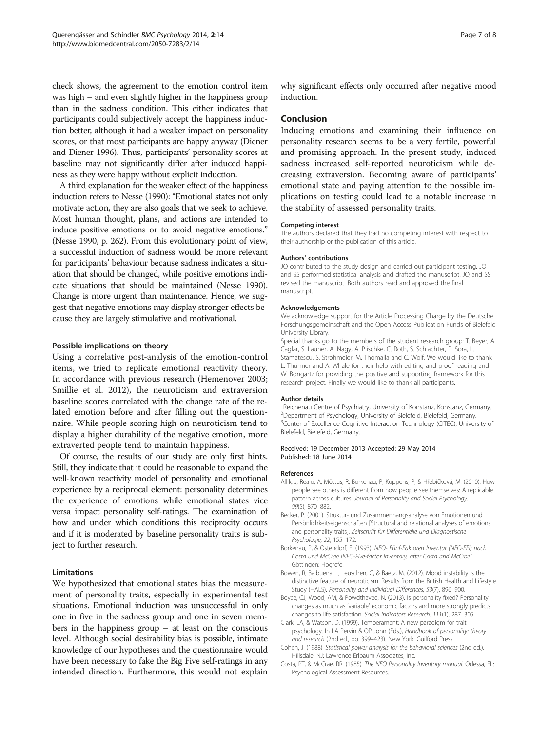check shows, the agreement to the emotion control item was high – and even slightly higher in the happiness group than in the sadness condition. This either indicates that participants could subjectively accept the happiness induction better, although it had a weaker impact on personality scores, or that most participants are happy anyway (Diener and Diener 1996). Thus, participants' personality scores at baseline may not significantly differ after induced happiness as they were happy without explicit induction.

A third explanation for the weaker effect of the happiness induction refers to Nesse (1990): "Emotional states not only motivate action, they are also goals that we seek to achieve. Most human thought, plans, and actions are intended to induce positive emotions or to avoid negative emotions." (Nesse 1990, p. 262). From this evolutionary point of view, a successful induction of sadness would be more relevant for participants' behaviour because sadness indicates a situation that should be changed, while positive emotions indicate situations that should be maintained (Nesse 1990). Change is more urgent than maintenance. Hence, we suggest that negative emotions may display stronger effects because they are largely stimulative and motivational.

#### Possible implications on theory

Using a correlative post-analysis of the emotion-control items, we tried to replicate emotional reactivity theory. In accordance with previous research (Hemenover 2003; Smillie et al. 2012), the neuroticism and extraversion baseline scores correlated with the change rate of the related emotion before and after filling out the questionnaire. While people scoring high on neuroticism tend to display a higher durability of the negative emotion, more extraverted people tend to maintain happiness.

Of course, the results of our study are only first hints. Still, they indicate that it could be reasonable to expand the well-known reactivity model of personality and emotional experience by a reciprocal element: personality determines the experience of emotions while emotional states vice versa impact personality self-ratings. The examination of how and under which conditions this reciprocity occurs and if it is moderated by baseline personality traits is subject to further research.

#### Limitations

We hypothesized that emotional states bias the measurement of personality traits, especially in experimental test situations. Emotional induction was unsuccessful in only one in five in the sadness group and one in seven members in the happiness group – at least on the conscious level. Although social desirability bias is possible, intimate knowledge of our hypotheses and the questionnaire would have been necessary to fake the Big Five self-ratings in any intended direction. Furthermore, this would not explain why significant effects only occurred after negative mood induction.

## Conclusion

Inducing emotions and examining their influence on personality research seems to be a very fertile, powerful and promising approach. In the present study, induced sadness increased self-reported neuroticism while decreasing extraversion. Becoming aware of participants' emotional state and paying attention to the possible implications on testing could lead to a notable increase in the stability of assessed personality traits.

#### Competing interest

The authors declared that they had no competing interest with respect to their authorship or the publication of this article.

#### Authors' contributions

JQ contributed to the study design and carried out participant testing. JQ and SS performed statistical analysis and drafted the manuscript. JQ and SS revised the manuscript. Both authors read and approved the final manuscript.

#### Acknowledgements

We acknowledge support for the Article Processing Charge by the Deutsche Forschungsgemeinschaft and the Open Access Publication Funds of Bielefeld University Library.

Special thanks go to the members of the student research group: T. Beyer, A. Caglar, S. Launer, A. Nagy, A. Plischke, C. Roth, S. Schlachter, P. Sora, L. Stamatescu, S. Strohmeier, M. Thomalla and C. Wolf. We would like to thank L. Thürmer and A. Whale for their help with editing and proof reading and W. Bongartz for providing the positive and supporting framework for this research project. Finally we would like to thank all participants.

#### Author details

[1]Reichenau Centre of Psychiatry, University of Konstanz, Konstanz, Germany. [2]Department of Psychology, University of Bielefeld, Bielefeld, Germany. [3]Center of Excellence Cognitive Interaction Technology (CITEC), University of Bielefeld, Bielefeld, Germany.

Received: 19 December 2013 Accepted: 29 May 2014
Published: 18 June 2014

#### References

- Allik, J, Realo, A, Mõttus, R, Borkenau, P, Kuppens, P, & Hřebíčková, M. (2010). How people see others is different from how people see themselves: A replicable pattern across cultures. *Journal of Personality and Social Psychology, 99*(5), 870–882.
- Becker, P. (2001). Struktur- und Zusammenhangsanalyse von Emotionen und Persönlichkeitseigenschaften [Structural and relational analyses of emotions and personality traits]. *Zeitschrift für Differentielle und Diagnostische Psychologie, 22*, 155–172.
- Borkenau, P, & Ostendorf, F. (1993). *NEO- Fünf-Faktoren Inventar (NEO-FFI) nach Costa und McCrae [NEO-Five-factor Inventory, after Costa and McCrae]*. Göttingen: Hogrefe.
- Bowen, R, Balbuena, L, Leuschen, C, & Baetz, M. (2012). Mood instability is the distinctive feature of neuroticism. Results from the British Health and Lifestyle Study (HALS). *Personality and Individual Differences, 53*(7), 896–900.
- Boyce, CJ, Wood, AM, & Powdthavee, N. (2013). Is personality fixed? Personality changes as much as 'variable' economic factors and more strongly predicts changes to life satisfaction. *Social Indicators Research, 111*(1), 287–305.
- Clark, LA, & Watson, D. (1999). Temperament: A new paradigm for trait psychology. In LA Pervin & OP John (Eds.), *Handbook of personality: theory and research* (2nd ed., pp. 399–423). New York: Guilford Press.
- Cohen, J. (1988). *Statistical power analysis for the behavioral sciences* (2nd ed.). Hillsdale, NJ: Lawrence Erlbaum Associates, Inc.
- Costa, PT, & McCrae, RR. (1985). *The NEO Personality Inventory manual*. Odessa, FL: Psychological Assessment Resources.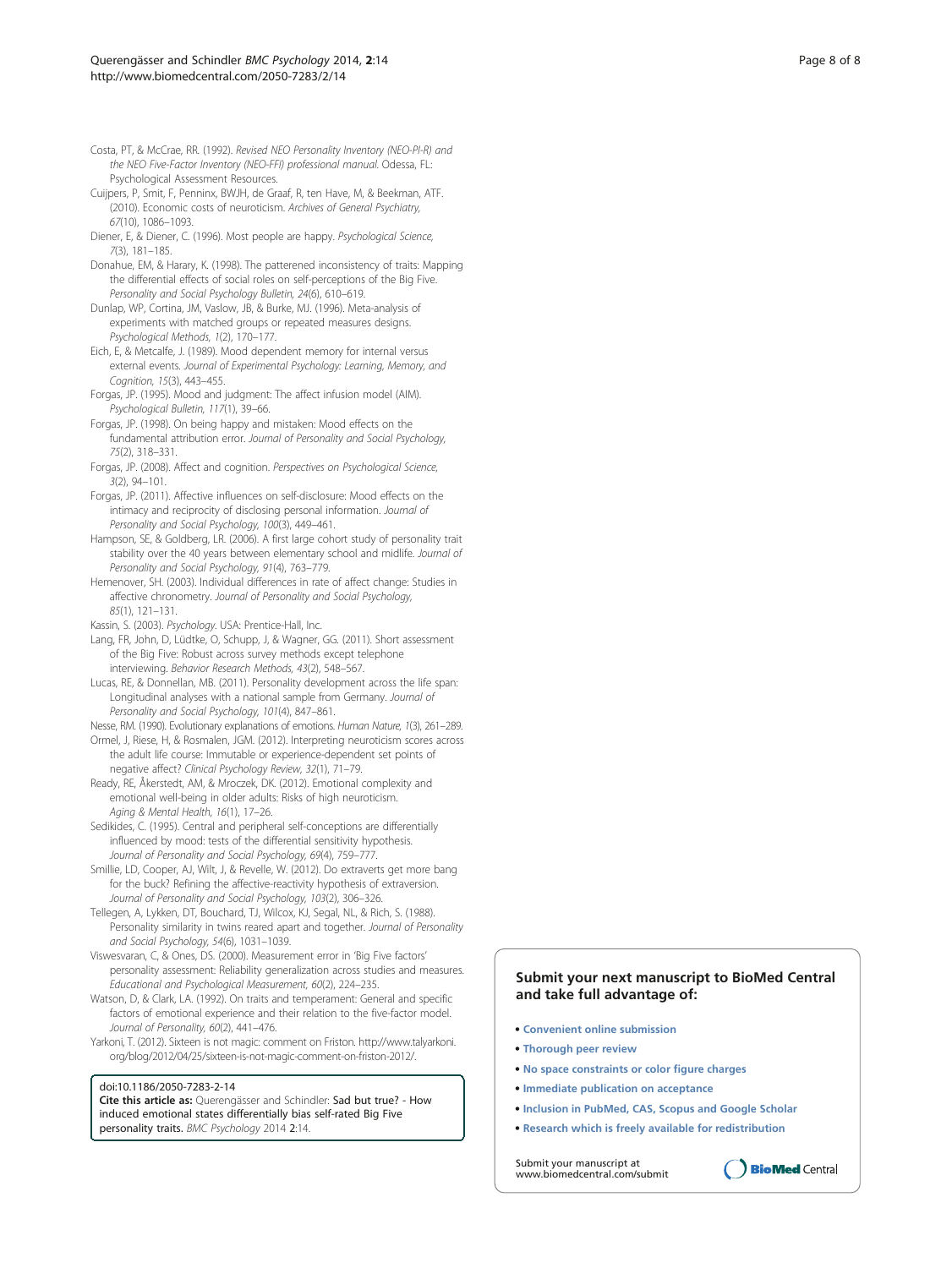Costa, PT, & McCrae, RR. (1992). *Revised NEO Personality Inventory (NEO-PI-R) and the NEO Five-Factor Inventory (NEO-FFI) professional manual*. Odessa, FL: Psychological Assessment Resources.

Cuijpers, P, Smit, F, Penninx, BWJH, de Graaf, R, ten Have, M, & Beekman, ATF. (2010). Economic costs of neuroticism. *Archives of General Psychiatry, 67*(10), 1086–1093.

Diener, E, & Diener, C. (1996). Most people are happy. *Psychological Science, 7*(3), 181–185.

Donahue, EM, & Harary, K. (1998). The patterened inconsistency of traits: Mapping the differential effects of social roles on self-perceptions of the Big Five. *Personality and Social Psychology Bulletin, 24*(6), 610–619.

Dunlap, WP, Cortina, JM, Vaslow, JB, & Burke, MJ. (1996). Meta-analysis of experiments with matched groups or repeated measures designs. *Psychological Methods, 1*(2), 170–177.

Eich, E, & Metcalfe, J. (1989). Mood dependent memory for internal versus external events. *Journal of Experimental Psychology: Learning, Memory, and Cognition, 15*(3), 443–455.

Forgas, JP. (1995). Mood and judgment: The affect infusion model (AIM). *Psychological Bulletin, 117*(1), 39–66.

Forgas, JP. (1998). On being happy and mistaken: Mood effects on the fundamental attribution error. *Journal of Personality and Social Psychology, 75*(2), 318–331.

Forgas, JP. (2008). Affect and cognition. *Perspectives on Psychological Science, 3*(2), 94–101.

Forgas, JP. (2011). Affective influences on self-disclosure: Mood effects on the intimacy and reciprocity of disclosing personal information. *Journal of Personality and Social Psychology, 100*(3), 449–461.

Hampson, SE, & Goldberg, LR. (2006). A first large cohort study of personality trait stability over the 40 years between elementary school and midlife. *Journal of Personality and Social Psychology, 91*(4), 763–779.

Hemenover, SH. (2003). Individual differences in rate of affect change: Studies in affective chronometry. *Journal of Personality and Social Psychology, 85*(1), 121–131.

Kassin, S. (2003). *Psychology*. USA: Prentice-Hall, Inc.

Lang, FR, John, D, Lüdtke, O, Schupp, J, & Wagner, GG. (2011). Short assessment of the Big Five: Robust across survey methods except telephone interviewing. *Behavior Research Methods, 43*(2), 548–567.

Lucas, RE, & Donnellan, MB. (2011). Personality development across the life span: Longitudinal analyses with a national sample from Germany. *Journal of Personality and Social Psychology, 101*(4), 847–861.

Nesse, RM. (1990). Evolutionary explanations of emotions. *Human Nature, 1*(3), 261–289.

Ormel, J, Riese, H, & Rosmalen, JGM. (2012). Interpreting neuroticism scores across the adult life course: Immutable or experience-dependent set points of negative affect? *Clinical Psychology Review, 32*(1), 71–79.

Ready, RE, Åkerstedt, AM, & Mroczek, DK. (2012). Emotional complexity and emotional well-being in older adults: Risks of high neuroticism. *Aging & Mental Health, 16*(1), 17–26.

Sedikides, C. (1995). Central and peripheral self-conceptions are differentially influenced by mood: tests of the differential sensitivity hypothesis. *Journal of Personality and Social Psychology, 69*(4), 759–777.

Smillie, LD, Cooper, AJ, Wilt, J, & Revelle, W. (2012). Do extraverts get more bang for the buck? Refining the affective-reactivity hypothesis of extraversion. *Journal of Personality and Social Psychology, 103*(2), 306–326.

Tellegen, A, Lykken, DT, Bouchard, TJ, Wilcox, KJ, Segal, NL, & Rich, S. (1988). Personality similarity in twins reared apart and together. *Journal of Personality and Social Psychology, 54*(6), 1031–1039.

Viswesvaran, C, & Ones, DS. (2000). Measurement error in 'Big Five factors' personality assessment: Reliability generalization across studies and measures. *Educational and Psychological Measurement, 60*(2), 224–235.

Watson, D, & Clark, LA. (1992). On traits and temperament: General and specific factors of emotional experience and their relation to the five-factor model. *Journal of Personality, 60*(2), 441–476.

Yarkoni, T. (2012). Sixteen is not magic: comment on Friston. http://www.talyarkoni.org/blog/2012/04/25/sixteen-is-not-magic-comment-on-friston-2012/.

doi:10.1186/2050-7283-2-14

**Cite this article as:** Querengässer and Schindler: **Sad but true? - How induced emotional states differentially bias self-rated Big Five personality traits.** *BMC Psychology* 2014 **2**:14.

**Submit your next manuscript to BioMed Central and take full advantage of:**

- **Convenient online submission**
- **Thorough peer review**
- **No space constraints or color figure charges**
- **Immediate publication on acceptance**
- **Inclusion in PubMed, CAS, Scopus and Google Scholar**
- **Research which is freely available for redistribution**

Submit your manuscript at
www.biomedcentral.com/submit

BioMed Central